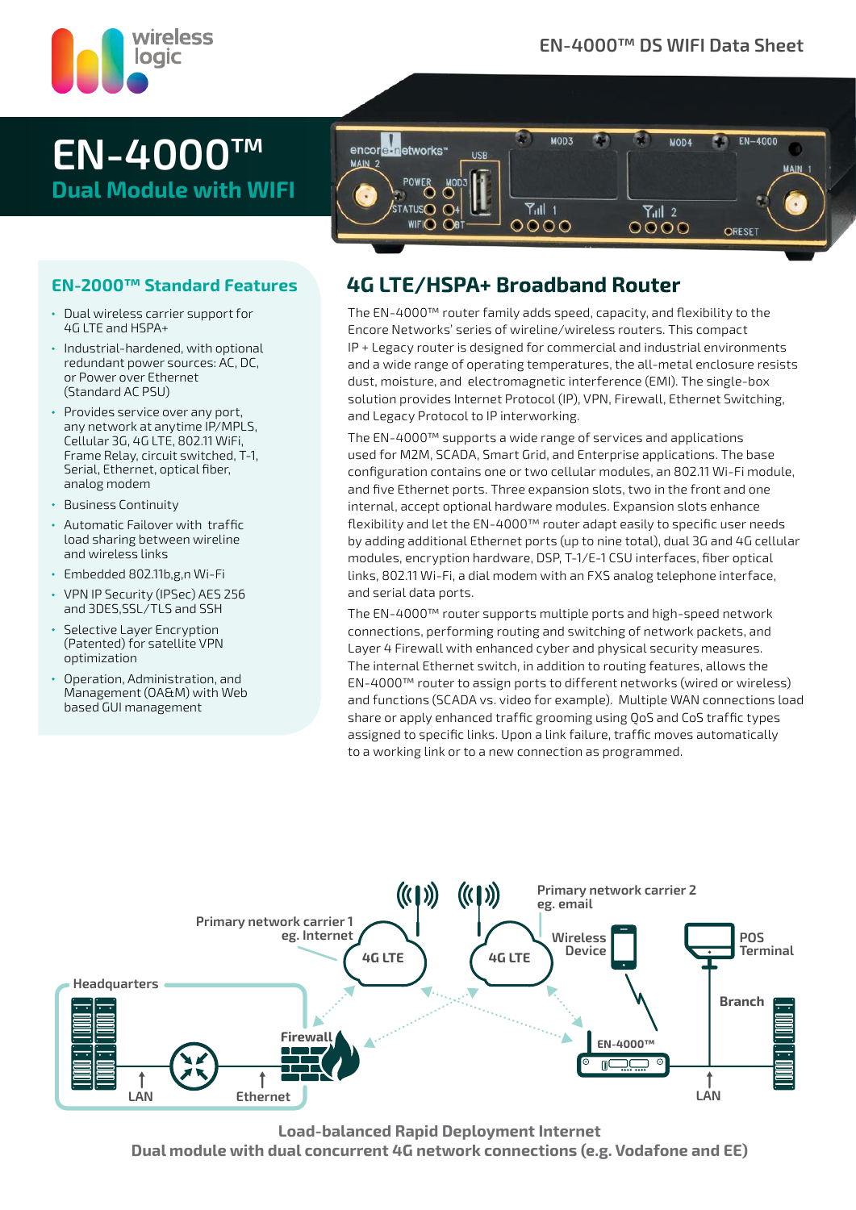# EN-4000™

## Dual Module with WIFI

### EN-2000™ Standard Features

- Dual wireless carrier support for 4G LTE and HSPA+
- Industrial-hardened, with optional redundant power sources: AC, DC, or Power over Ethernet (Standard AC PSU)
- Provides service over any port, any network at anytime IP/MPLS, Cellular 3G, 4G LTE, 802.11 WiFi, Frame Relay, circuit switched, T-1, Serial, Ethernet, optical fiber, analog modem
- Business Continuity
- Automatic Failover with traffic load sharing between wireline and wireless links
- Embedded 802.11b,g,n Wi-Fi
- VPN IP Security (IPSec) AES 256 and 3DES,SSL/TLS and SSH
- Selective Layer Encryption (Patented) for satellite VPN optimization
- Operation, Administration, and Management (OA&M) with Web based GUI management

## 4G LTE/HSPA+ Broadband Router

The EN-4000™ router family adds speed, capacity, and flexibility to the Encore Networks' series of wireline/wireless routers. This compact IP + Legacy router is designed for commercial and industrial environments and a wide range of operating temperatures, the all-metal enclosure resists dust, moisture, and electromagnetic interference (EMI). The single-box solution provides Internet Protocol (IP), VPN, Firewall, Ethernet Switching, and Legacy Protocol to IP interworking.

The EN-4000™ supports a wide range of services and applications used for M2M, SCADA, Smart Grid, and Enterprise applications. The base configuration contains one or two cellular modules, an 802.11 Wi-Fi module, and five Ethernet ports. Three expansion slots, two in the front and one internal, accept optional hardware modules. Expansion slots enhance flexibility and let the EN-4000™ router adapt easily to specific user needs by adding additional Ethernet ports (up to nine total), dual 3G and 4G cellular modules, encryption hardware, DSP, T-1/E-1 CSU interfaces, fiber optical links, 802.11 Wi-Fi, a dial modem with an FXS analog telephone interface, and serial data ports.

The EN-4000™ router supports multiple ports and high-speed network connections, performing routing and switching of network packets, and Layer 4 Firewall with enhanced cyber and physical security measures. The internal Ethernet switch, in addition to routing features, allows the EN-4000™ router to assign ports to different networks (wired or wireless) and functions (SCADA vs. video for example). Multiple WAN connections load share or apply enhanced traffic grooming using QoS and CoS traffic types assigned to specific links. Upon a link failure, traffic moves automatically to a working link or to a new connection as programmed.

**Load-balanced Rapid Deployment Internet**
**Dual module with dual concurrent 4G network connections (e.g. Vodafone and EE)**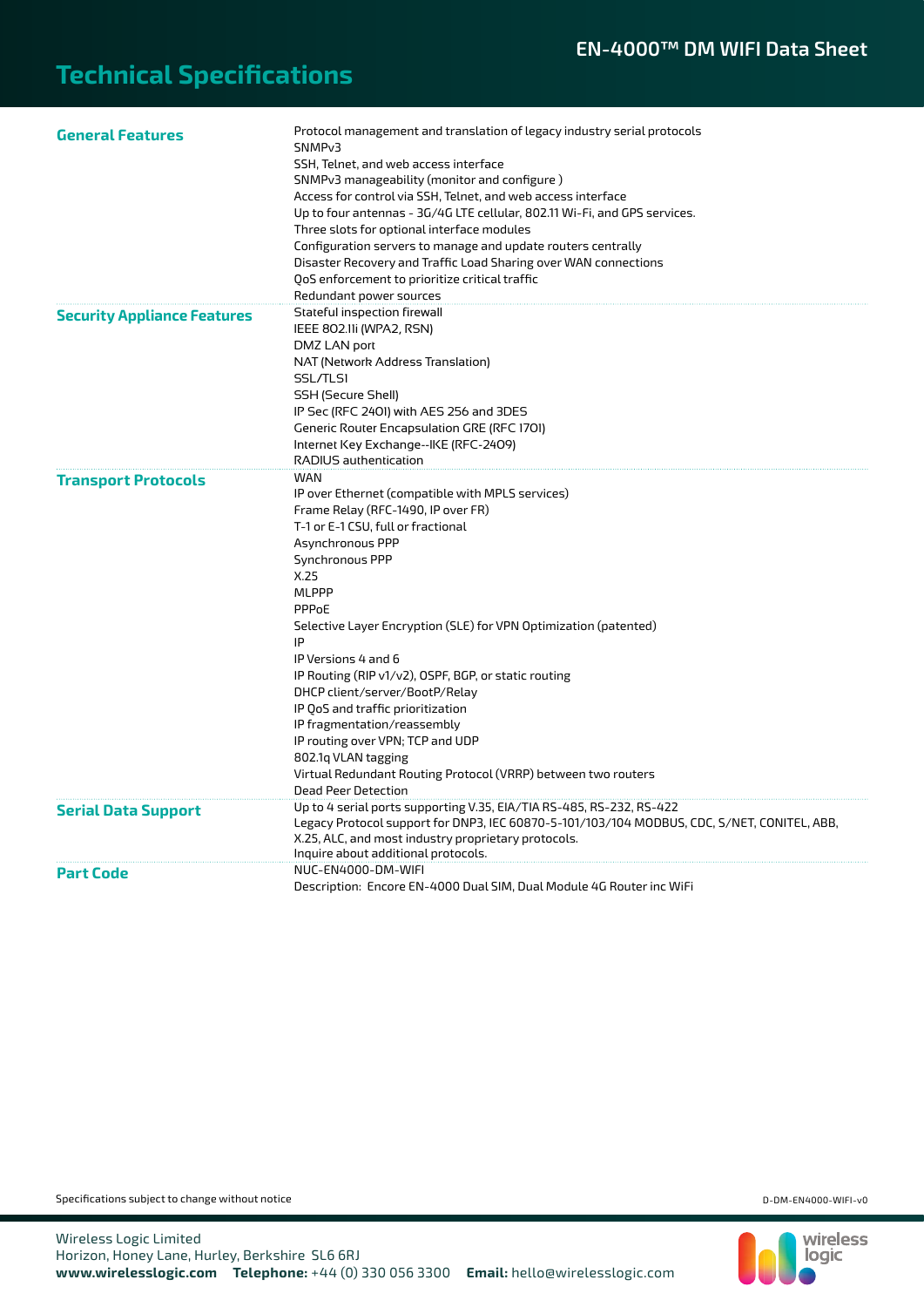## Technical Specifications

| | |
|---|---|
| **General Features** | Protocol management and translation of legacy industry serial protocols<br>SNMPv3<br>SSH, Telnet, and web access interface<br>SNMPv3 manageability (monitor and configure )<br>Access for control via SSH, Telnet, and web access interface<br>Up to four antennas - 3G/4G LTE cellular, 802.11 Wi-Fi, and GPS services.<br>Three slots for optional interface modules<br>Configuration servers to manage and update routers centrally<br>Disaster Recovery and Traffic Load Sharing over WAN connections<br>QoS enforcement to prioritize critical traffic<br>Redundant power sources |
| **Security Appliance Features** | Stateful inspection firewall<br>IEEE 802.11i (WPA2, RSN)<br>DMZ LAN port<br>NAT (Network Address Translation)<br>SSL/TLSI<br>SSH (Secure Shell)<br>IP Sec (RFC 2401) with AES 256 and 3DES<br>Generic Router Encapsulation GRE (RFC 1701)<br>Internet Key Exchange--IKE (RFC-2409)<br>RADIUS authentication |
| **Transport Protocols** | WAN<br>IP over Ethernet (compatible with MPLS services)<br>Frame Relay (RFC-1490, IP over FR)<br>T-1 or E-1 CSU, full or fractional<br>Asynchronous PPP<br>Synchronous PPP<br>X.25<br>MLPPP<br>PPPoE<br>Selective Layer Encryption (SLE) for VPN Optimization (patented)<br>IP<br>IP Versions 4 and 6<br>IP Routing (RIP v1/v2), OSPF, BGP, or static routing<br>DHCP client/server/BootP/Relay<br>IP QoS and traffic prioritization<br>IP fragmentation/reassembly<br>IP routing over VPN; TCP and UDP<br>802.1q VLAN tagging<br>Virtual Redundant Routing Protocol (VRRP) between two routers<br>Dead Peer Detection |
| **Serial Data Support** | Up to 4 serial ports supporting V.35, EIA/TIA RS-485, RS-232, RS-422<br>Legacy Protocol support for DNP3, IEC 60870-5-101/103/104 MODBUS, CDC, S/NET, CONITEL, ABB, X.25, ALC, and most industry proprietary protocols.<br>Inquire about additional protocols. |
| **Part Code** | NUC-EN4000-DM-WIFI<br>Description: Encore EN-4000 Dual SIM, Dual Module 4G Router inc WiFi |

Specifications subject to change without notice

D-DM-EN4000-WIFI-v0

Wireless Logic Limited
Horizon, Honey Lane, Hurley, Berkshire SL6 6RJ
**www.wirelesslogic.com** **Telephone:** +44 (0) 330 056 3300 **Email:** hello@wirelesslogic.com